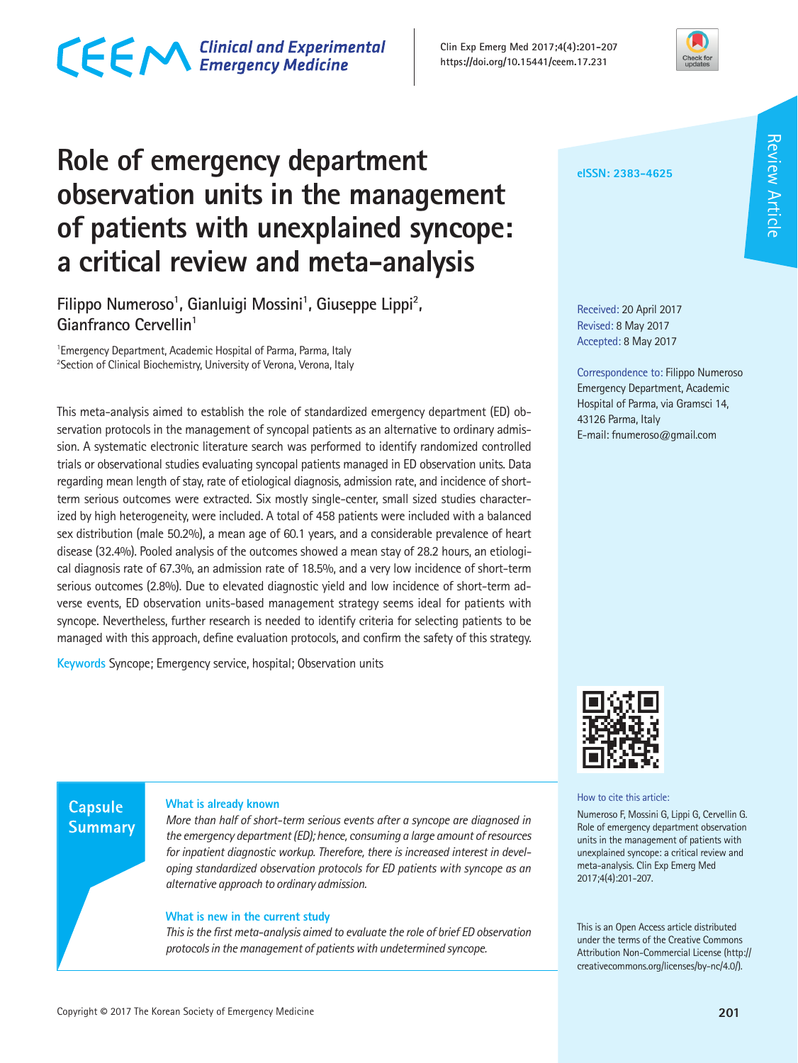# Role of emergency department observation units in the management of patients with unexplained syncope: a critical review and meta-analysis

Filippo Numeroso[1], Gianluigi Mossini[1], Giuseppe Lippi[2], Gianfranco Cervellin[1]

[1]Emergency Department, Academic Hospital of Parma, Parma, Italy
[2]Section of Clinical Biochemistry, University of Verona, Verona, Italy

Review Article

eISSN: 2383-4625

Received: 20 April 2017
Revised: 8 May 2017
Accepted: 8 May 2017

Correspondence to: Filippo Numeroso
Emergency Department, Academic Hospital of Parma, via Gramsci 14, 43126 Parma, Italy
E-mail: fnumeroso@gmail.com

This meta-analysis aimed to establish the role of standardized emergency department (ED) observation protocols in the management of syncopal patients as an alternative to ordinary admission. A systematic electronic literature search was performed to identify randomized controlled trials or observational studies evaluating syncopal patients managed in ED observation units. Data regarding mean length of stay, rate of etiological diagnosis, admission rate, and incidence of short-term serious outcomes were extracted. Six mostly single-center, small sized studies characterized by high heterogeneity, were included. A total of 458 patients were included with a balanced sex distribution (male 50.2%), a mean age of 60.1 years, and a considerable prevalence of heart disease (32.4%). Pooled analysis of the outcomes showed a mean stay of 28.2 hours, an etiological diagnosis rate of 67.3%, an admission rate of 18.5%, and a very low incidence of short-term serious outcomes (2.8%). Due to elevated diagnostic yield and low incidence of short-term adverse events, ED observation units-based management strategy seems ideal for patients with syncope. Nevertheless, further research is needed to identify criteria for selecting patients to be managed with this approach, define evaluation protocols, and confirm the safety of this strategy.

**Keywords** Syncope; Emergency service, hospital; Observation units

## Capsule Summary

### What is already known

*More than half of short-term serious events after a syncope are diagnosed in the emergency department (ED); hence, consuming a large amount of resources for inpatient diagnostic workup. Therefore, there is increased interest in developing standardized observation protocols for ED patients with syncope as an alternative approach to ordinary admission.*

### What is new in the current study

*This is the first meta-analysis aimed to evaluate the role of brief ED observation protocols in the management of patients with undetermined syncope.*

How to cite this article:
Numeroso F, Mossini G, Lippi G, Cervellin G. Role of emergency department observation units in the management of patients with unexplained syncope: a critical review and meta-analysis. Clin Exp Emerg Med 2017;4(4):201-207.

This is an Open Access article distributed under the terms of the Creative Commons Attribution Non-Commercial License (http://creativecommons.org/licenses/by-nc/4.0/).

Copyright © 2017 The Korean Society of Emergency Medicine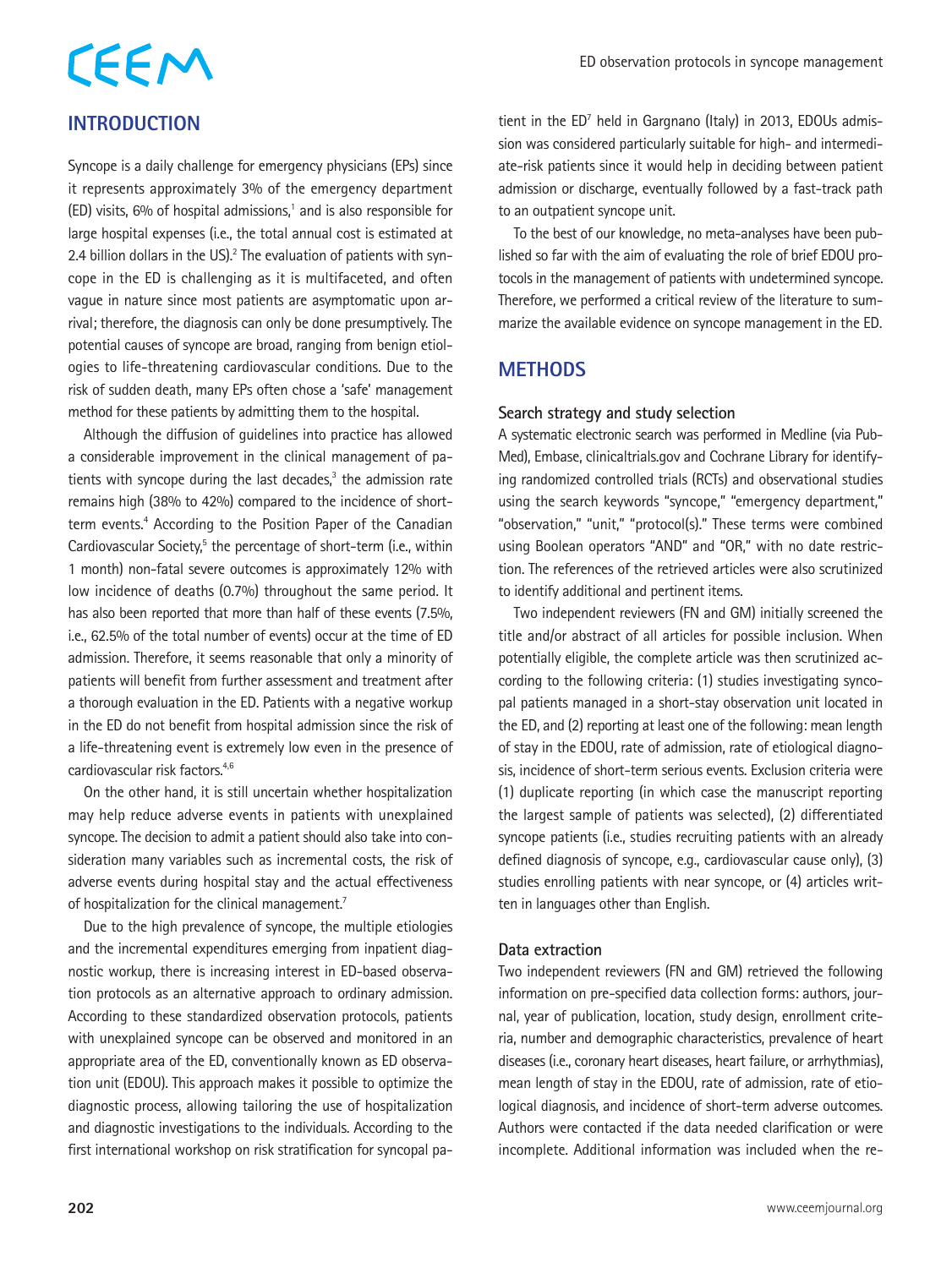## INTRODUCTION

Syncope is a daily challenge for emergency physicians (EPs) since it represents approximately 3% of the emergency department (ED) visits, 6% of hospital admissions,[1] and is also responsible for large hospital expenses (i.e., the total annual cost is estimated at 2.4 billion dollars in the US).[2] The evaluation of patients with syncope in the ED is challenging as it is multifaceted, and often vague in nature since most patients are asymptomatic upon arrival; therefore, the diagnosis can only be done presumptively. The potential causes of syncope are broad, ranging from benign etiologies to life-threatening cardiovascular conditions. Due to the risk of sudden death, many EPs often chose a 'safe' management method for these patients by admitting them to the hospital.

Although the diffusion of guidelines into practice has allowed a considerable improvement in the clinical management of patients with syncope during the last decades,[3] the admission rate remains high (38% to 42%) compared to the incidence of short-term events.[4] According to the Position Paper of the Canadian Cardiovascular Society,[5] the percentage of short-term (i.e., within 1 month) non-fatal severe outcomes is approximately 12% with low incidence of deaths (0.7%) throughout the same period. It has also been reported that more than half of these events (7.5%, i.e., 62.5% of the total number of events) occur at the time of ED admission. Therefore, it seems reasonable that only a minority of patients will benefit from further assessment and treatment after a thorough evaluation in the ED. Patients with a negative workup in the ED do not benefit from hospital admission since the risk of a life-threatening event is extremely low even in the presence of cardiovascular risk factors.[4,6]

On the other hand, it is still uncertain whether hospitalization may help reduce adverse events in patients with unexplained syncope. The decision to admit a patient should also take into consideration many variables such as incremental costs, the risk of adverse events during hospital stay and the actual effectiveness of hospitalization for the clinical management.[7]

Due to the high prevalence of syncope, the multiple etiologies and the incremental expenditures emerging from inpatient diagnostic workup, there is increasing interest in ED-based observation protocols as an alternative approach to ordinary admission. According to these standardized observation protocols, patients with unexplained syncope can be observed and monitored in an appropriate area of the ED, conventionally known as ED observation unit (EDOU). This approach makes it possible to optimize the diagnostic process, allowing tailoring the use of hospitalization and diagnostic investigations to the individuals. According to the first international workshop on risk stratification for syncopal patient in the ED[7] held in Gargnano (Italy) in 2013, EDOUs admission was considered particularly suitable for high- and intermediate-risk patients since it would help in deciding between patient admission or discharge, eventually followed by a fast-track path to an outpatient syncope unit.

To the best of our knowledge, no meta-analyses have been published so far with the aim of evaluating the role of brief EDOU protocols in the management of patients with undetermined syncope. Therefore, we performed a critical review of the literature to summarize the available evidence on syncope management in the ED.

## METHODS

### Search strategy and study selection

A systematic electronic search was performed in Medline (via PubMed), Embase, clinicaltrials.gov and Cochrane Library for identifying randomized controlled trials (RCTs) and observational studies using the search keywords "syncope," "emergency department," "observation," "unit," "protocol(s)." These terms were combined using Boolean operators "AND" and "OR," with no date restriction. The references of the retrieved articles were also scrutinized to identify additional and pertinent items.

Two independent reviewers (FN and GM) initially screened the title and/or abstract of all articles for possible inclusion. When potentially eligible, the complete article was then scrutinized according to the following criteria: (1) studies investigating syncopal patients managed in a short-stay observation unit located in the ED, and (2) reporting at least one of the following: mean length of stay in the EDOU, rate of admission, rate of etiological diagnosis, incidence of short-term serious events. Exclusion criteria were (1) duplicate reporting (in which case the manuscript reporting the largest sample of patients was selected), (2) differentiated syncope patients (i.e., studies recruiting patients with an already defined diagnosis of syncope, e.g., cardiovascular cause only), (3) studies enrolling patients with near syncope, or (4) articles written in languages other than English.

### Data extraction

Two independent reviewers (FN and GM) retrieved the following information on pre-specified data collection forms: authors, journal, year of publication, location, study design, enrollment criteria, number and demographic characteristics, prevalence of heart diseases (i.e., coronary heart diseases, heart failure, or arrhythmias), mean length of stay in the EDOU, rate of admission, rate of etiological diagnosis, and incidence of short-term adverse outcomes. Authors were contacted if the data needed clarification or were incomplete. Additional information was included when the re-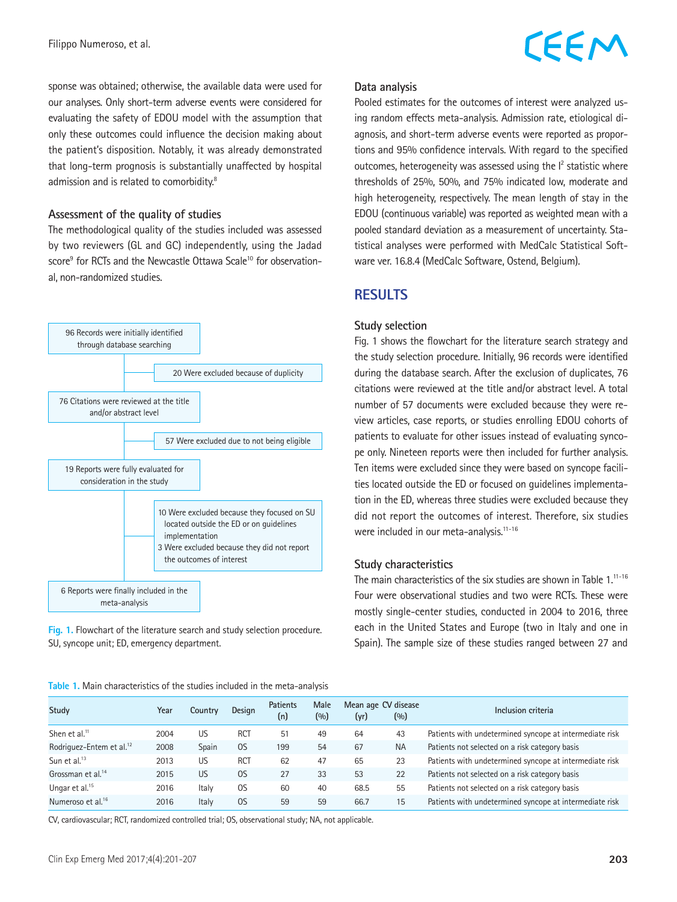sponse was obtained; otherwise, the available data were used for our analyses. Only short-term adverse events were considered for evaluating the safety of EDOU model with the assumption that only these outcomes could influence the decision making about the patient's disposition. Notably, it was already demonstrated that long-term prognosis is substantially unaffected by hospital admission and is related to comorbidity.[8]

### Assessment of the quality of studies

The methodological quality of the studies included was assessed by two reviewers (GL and GC) independently, using the Jadad score[9] for RCTs and the Newcastle Ottawa Scale[10] for observational, non-randomized studies.

96 Records were initially identified through database searching

20 Were excluded because of duplicity

76 Citations were reviewed at the title and/or abstract level

57 Were excluded due to not being eligible

19 Reports were fully evaluated for consideration in the study

10 Were excluded because they focused on SU located outside the ED or on guidelines implementation
3 Were excluded because they did not report the outcomes of interest

6 Reports were finally included in the meta-analysis

**Fig. 1.** Flowchart of the literature search and study selection procedure. SU, syncope unit; ED, emergency department.

### Data analysis

Pooled estimates for the outcomes of interest were analyzed using random effects meta-analysis. Admission rate, etiological diagnosis, and short-term adverse events were reported as proportions and 95% confidence intervals. With regard to the specified outcomes, heterogeneity was assessed using the $I^2$ statistic where thresholds of 25%, 50%, and 75% indicated low, moderate and high heterogeneity, respectively. The mean length of stay in the EDOU (continuous variable) was reported as weighted mean with a pooled standard deviation as a measurement of uncertainty. Statistical analyses were performed with MedCalc Statistical Software ver. 16.8.4 (MedCalc Software, Ostend, Belgium).

## RESULTS

### Study selection

Fig. 1 shows the flowchart for the literature search strategy and the study selection procedure. Initially, 96 records were identified during the database search. After the exclusion of duplicates, 76 citations were reviewed at the title and/or abstract level. A total number of 57 documents were excluded because they were review articles, case reports, or studies enrolling EDOU cohorts of patients to evaluate for other issues instead of evaluating syncope only. Nineteen reports were then included for further analysis. Ten items were excluded since they were based on syncope facilities located outside the ED or focused on guidelines implementation in the ED, whereas three studies were excluded because they did not report the outcomes of interest. Therefore, six studies were included in our meta-analysis.[11-16]

### Study characteristics

The main characteristics of the six studies are shown in Table 1.[11-16] Four were observational studies and two were RCTs. These were mostly single-center studies, conducted in 2004 to 2016, three each in the United States and Europe (two in Italy and one in Spain). The sample size of these studies ranged between 27 and

**Table 1.** Main characteristics of the studies included in the meta-analysis

| Study | Year | Country | Design | Patients (n) | Male (%) | Mean age (yr) | CV disease (%) | Inclusion criteria |
|---|---|---|---|---|---|---|---|---|
| Shen et al.[11] | 2004 | US | RCT | 51 | 49 | 64 | 43 | Patients with undetermined syncope at intermediate risk |
| Rodriguez-Entem et al.[12] | 2008 | Spain | OS | 199 | 54 | 67 | NA | Patients not selected on a risk category basis |
| Sun et al.[13] | 2013 | US | RCT | 62 | 47 | 65 | 23 | Patients with undetermined syncope at intermediate risk |
| Grossman et al.[14] | 2015 | US | OS | 27 | 33 | 53 | 22 | Patients not selected on a risk category basis |
| Ungar et al.[15] | 2016 | Italy | OS | 60 | 40 | 68.5 | 55 | Patients not selected on a risk category basis |
| Numeroso et al.[16] | 2016 | Italy | OS | 59 | 59 | 66.7 | 15 | Patients with undetermined syncope at intermediate risk |

CV, cardiovascular; RCT, randomized controlled trial; OS, observational study; NA, not applicable.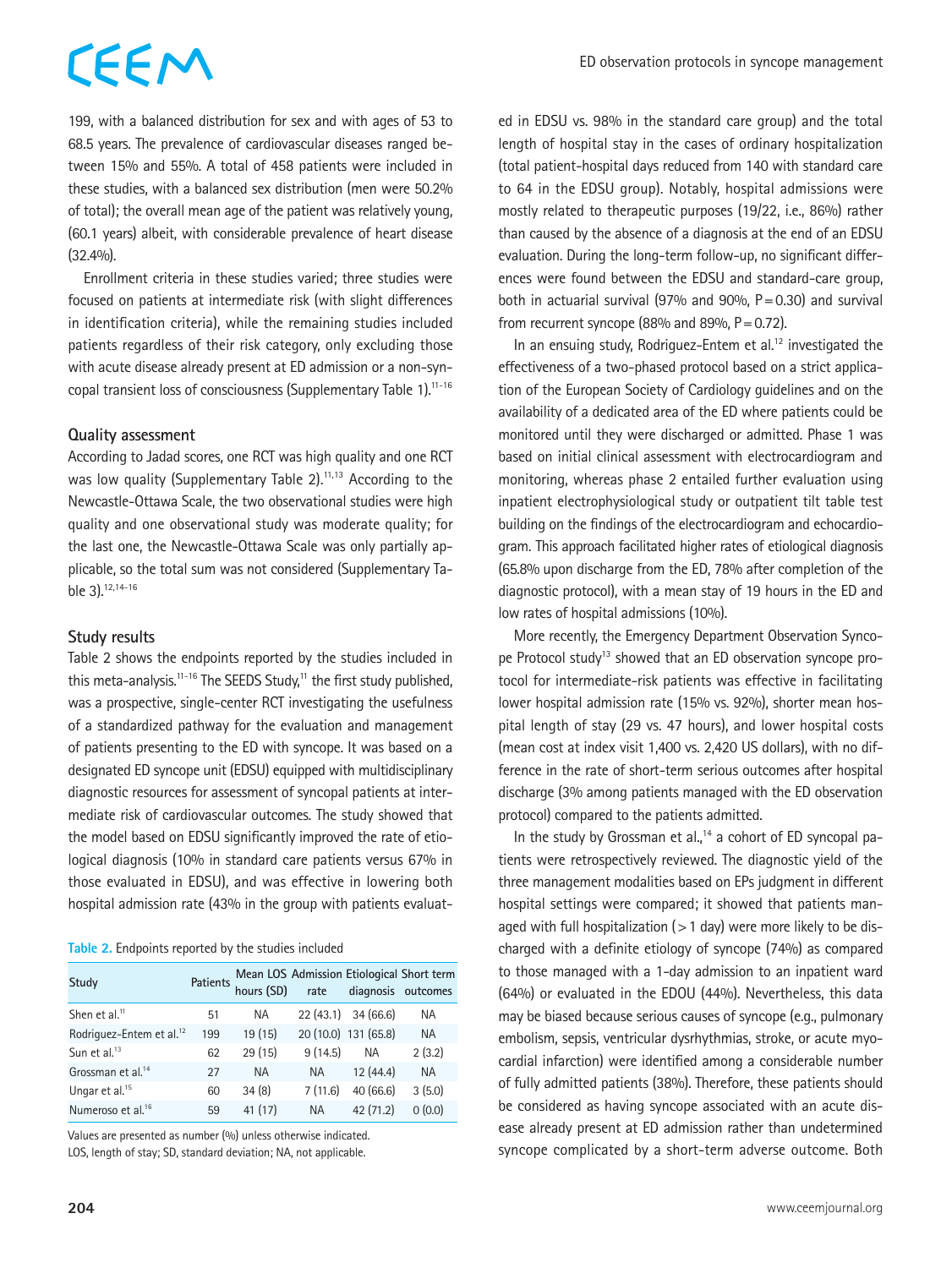199, with a balanced distribution for sex and with ages of 53 to 68.5 years. The prevalence of cardiovascular diseases ranged between 15% and 55%. A total of 458 patients were included in these studies, with a balanced sex distribution (men were 50.2% of total); the overall mean age of the patient was relatively young, (60.1 years) albeit, with considerable prevalence of heart disease (32.4%).

Enrollment criteria in these studies varied; three studies were focused on patients at intermediate risk (with slight differences in identification criteria), while the remaining studies included patients regardless of their risk category, only excluding those with acute disease already present at ED admission or a non-syncopal transient loss of consciousness (Supplementary Table 1).[11-16]

### Quality assessment

According to Jadad scores, one RCT was high quality and one RCT was low quality (Supplementary Table 2).[11,13] According to the Newcastle-Ottawa Scale, the two observational studies were high quality and one observational study was moderate quality; for the last one, the Newcastle-Ottawa Scale was only partially applicable, so the total sum was not considered (Supplementary Table 3).[12,14-16]

### Study results

Table 2 shows the endpoints reported by the studies included in this meta-analysis.[11-16] The SEEDS Study,[11] the first study published, was a prospective, single-center RCT investigating the usefulness of a standardized pathway for the evaluation and management of patients presenting to the ED with syncope. It was based on a designated ED syncope unit (EDSU) equipped with multidisciplinary diagnostic resources for assessment of syncopal patients at intermediate risk of cardiovascular outcomes. The study showed that the model based on EDSU significantly improved the rate of etiological diagnosis (10% in standard care patients versus 67% in those evaluated in EDSU), and was effective in lowering both hospital admission rate (43% in the group with patients evaluated in EDSU vs. 98% in the standard care group) and the total length of hospital stay in the cases of ordinary hospitalization (total patient-hospital days reduced from 140 with standard care to 64 in the EDSU group). Notably, hospital admissions were mostly related to therapeutic purposes (19/22, i.e., 86%) rather than caused by the absence of a diagnosis at the end of an EDSU evaluation. During the long-term follow-up, no significant differences were found between the EDSU and standard-care group, both in actuarial survival (97% and 90%, P = 0.30) and survival from recurrent syncope (88% and 89%, P = 0.72).

**Table 2.** Endpoints reported by the studies included

| Study | Patients | Mean LOS hours (SD) | Admission rate | Etiological diagnosis | Short term outcomes |
|---|---|---|---|---|---|
| Shen et al.[11] | 51 | NA | 22 (43.1) | 34 (66.6) | NA |
| Rodriguez-Entem et al.[12] | 199 | 19 (15) | 20 (10.0) | 131 (65.8) | NA |
| Sun et al.[13] | 62 | 29 (15) | 9 (14.5) | NA | 2 (3.2) |
| Grossman et al.[14] | 27 | NA | NA | 12 (44.4) | NA |
| Ungar et al.[15] | 60 | 34 (8) | 7 (11.6) | 40 (66.6) | 3 (5.0) |
| Numeroso et al.[16] | 59 | 41 (17) | NA | 42 (71.2) | 0 (0.0) |

Values are presented as number (%) unless otherwise indicated.
LOS, length of stay; SD, standard deviation; NA, not applicable.

In an ensuing study, Rodriguez-Entem et al.[12] investigated the effectiveness of a two-phased protocol based on a strict application of the European Society of Cardiology guidelines and on the availability of a dedicated area of the ED where patients could be monitored until they were discharged or admitted. Phase 1 was based on initial clinical assessment with electrocardiogram and monitoring, whereas phase 2 entailed further evaluation using inpatient electrophysiological study or outpatient tilt table test building on the findings of the electrocardiogram and echocardiogram. This approach facilitated higher rates of etiological diagnosis (65.8% upon discharge from the ED, 78% after completion of the diagnostic protocol), with a mean stay of 19 hours in the ED and low rates of hospital admissions (10%).

More recently, the Emergency Department Observation Syncope Protocol study[13] showed that an ED observation syncope protocol for intermediate-risk patients was effective in facilitating lower hospital admission rate (15% vs. 92%), shorter mean hospital length of stay (29 vs. 47 hours), and lower hospital costs (mean cost at index visit 1,400 vs. 2,420 US dollars), with no difference in the rate of short-term serious outcomes after hospital discharge (3% among patients managed with the ED observation protocol) compared to the patients admitted.

In the study by Grossman et al.,[14] a cohort of ED syncopal patients were retrospectively reviewed. The diagnostic yield of the three management modalities based on EPs judgment in different hospital settings were compared; it showed that patients managed with full hospitalization (> 1 day) were more likely to be discharged with a definite etiology of syncope (74%) as compared to those managed with a 1-day admission to an inpatient ward (64%) or evaluated in the EDOU (44%). Nevertheless, this data may be biased because serious causes of syncope (e.g., pulmonary embolism, sepsis, ventricular dysrhythmias, stroke, or acute myocardial infarction) were identified among a considerable number of fully admitted patients (38%). Therefore, these patients should be considered as having syncope associated with an acute disease already present at ED admission rather than undetermined syncope complicated by a short-term adverse outcome. Both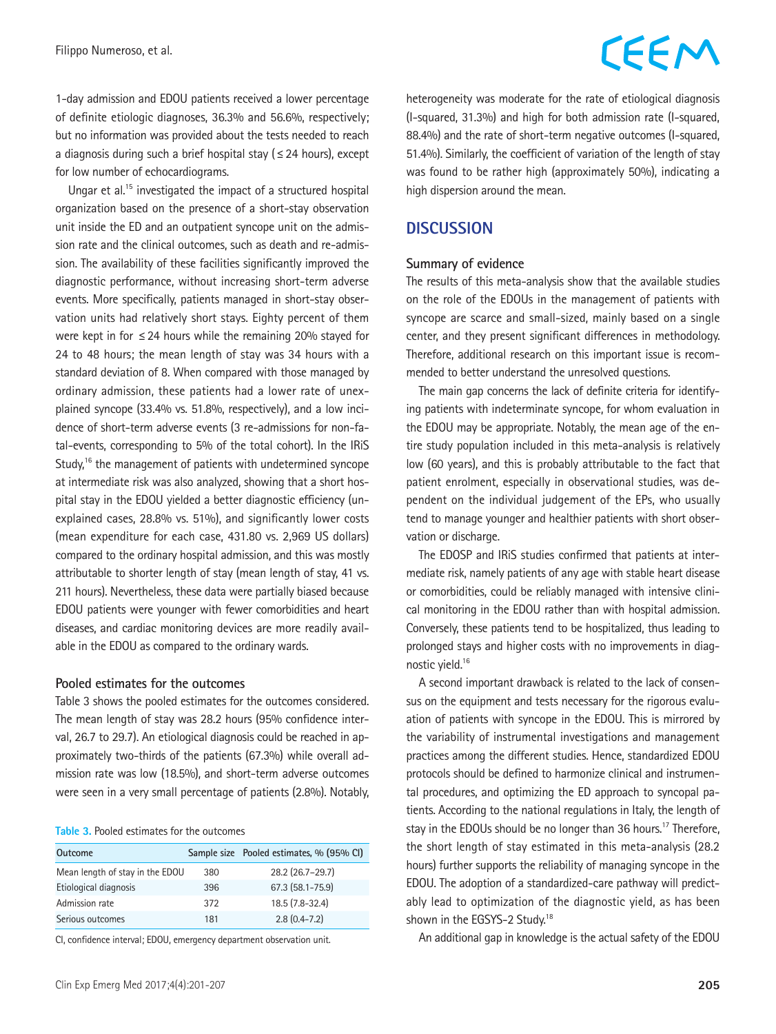1-day admission and EDOU patients received a lower percentage of definite etiologic diagnoses, 36.3% and 56.6%, respectively; but no information was provided about the tests needed to reach a diagnosis during such a brief hospital stay (≤24 hours), except for low number of echocardiograms.

Ungar et al.[15] investigated the impact of a structured hospital organization based on the presence of a short-stay observation unit inside the ED and an outpatient syncope unit on the admission rate and the clinical outcomes, such as death and re-admission. The availability of these facilities significantly improved the diagnostic performance, without increasing short-term adverse events. More specifically, patients managed in short-stay observation units had relatively short stays. Eighty percent of them were kept in for ≤24 hours while the remaining 20% stayed for 24 to 48 hours; the mean length of stay was 34 hours with a standard deviation of 8. When compared with those managed by ordinary admission, these patients had a lower rate of unexplained syncope (33.4% vs. 51.8%, respectively), and a low incidence of short-term adverse events (3 re-admissions for non-fatal-events, corresponding to 5% of the total cohort). In the IRiS Study,[16] the management of patients with undetermined syncope at intermediate risk was also analyzed, showing that a short hospital stay in the EDOU yielded a better diagnostic efficiency (unexplained cases, 28.8% vs. 51%), and significantly lower costs (mean expenditure for each case, 431.80 vs. 2,969 US dollars) compared to the ordinary hospital admission, and this was mostly attributable to shorter length of stay (mean length of stay, 41 vs. 211 hours). Nevertheless, these data were partially biased because EDOU patients were younger with fewer comorbidities and heart diseases, and cardiac monitoring devices are more readily available in the EDOU as compared to the ordinary wards.

### Pooled estimates for the outcomes

Table 3 shows the pooled estimates for the outcomes considered. The mean length of stay was 28.2 hours (95% confidence interval, 26.7 to 29.7). An etiological diagnosis could be reached in approximately two-thirds of the patients (67.3%) while overall admission rate was low (18.5%), and short-term adverse outcomes were seen in a very small percentage of patients (2.8%). Notably, heterogeneity was moderate for the rate of etiological diagnosis (I-squared, 31.3%) and high for both admission rate (I-squared, 88.4%) and the rate of short-term negative outcomes (I-squared, 51.4%). Similarly, the coefficient of variation of the length of stay was found to be rather high (approximately 50%), indicating a high dispersion around the mean.

**Table 3.** Pooled estimates for the outcomes

| Outcome | Sample size | Pooled estimates, % (95% CI) |
|---|---|---|
| Mean length of stay in the EDOU | 380 | 28.2 (26.7–29.7) |
| Etiological diagnosis | 396 | 67.3 (58.1–75.9) |
| Admission rate | 372 | 18.5 (7.8-32.4) |
| Serious outcomes | 181 | 2.8 (0.4–7.2) |

CI, confidence interval; EDOU, emergency department observation unit.

## DISCUSSION

### Summary of evidence

The results of this meta-analysis show that the available studies on the role of the EDOUs in the management of patients with syncope are scarce and small-sized, mainly based on a single center, and they present significant differences in methodology. Therefore, additional research on this important issue is recommended to better understand the unresolved questions.

The main gap concerns the lack of definite criteria for identifying patients with indeterminate syncope, for whom evaluation in the EDOU may be appropriate. Notably, the mean age of the entire study population included in this meta-analysis is relatively low (60 years), and this is probably attributable to the fact that patient enrolment, especially in observational studies, was dependent on the individual judgement of the EPs, who usually tend to manage younger and healthier patients with short observation or discharge.

The EDOSP and IRiS studies confirmed that patients at intermediate risk, namely patients of any age with stable heart disease or comorbidities, could be reliably managed with intensive clinical monitoring in the EDOU rather than with hospital admission. Conversely, these patients tend to be hospitalized, thus leading to prolonged stays and higher costs with no improvements in diagnostic yield.[16]

A second important drawback is related to the lack of consensus on the equipment and tests necessary for the rigorous evaluation of patients with syncope in the EDOU. This is mirrored by the variability of instrumental investigations and management practices among the different studies. Hence, standardized EDOU protocols should be defined to harmonize clinical and instrumental procedures, and optimizing the ED approach to syncopal patients. According to the national regulations in Italy, the length of stay in the EDOUs should be no longer than 36 hours.[17] Therefore, the short length of stay estimated in this meta-analysis (28.2 hours) further supports the reliability of managing syncope in the EDOU. The adoption of a standardized-care pathway will predictably lead to optimization of the diagnostic yield, as has been shown in the EGSYS-2 Study.[18]

An additional gap in knowledge is the actual safety of the EDOU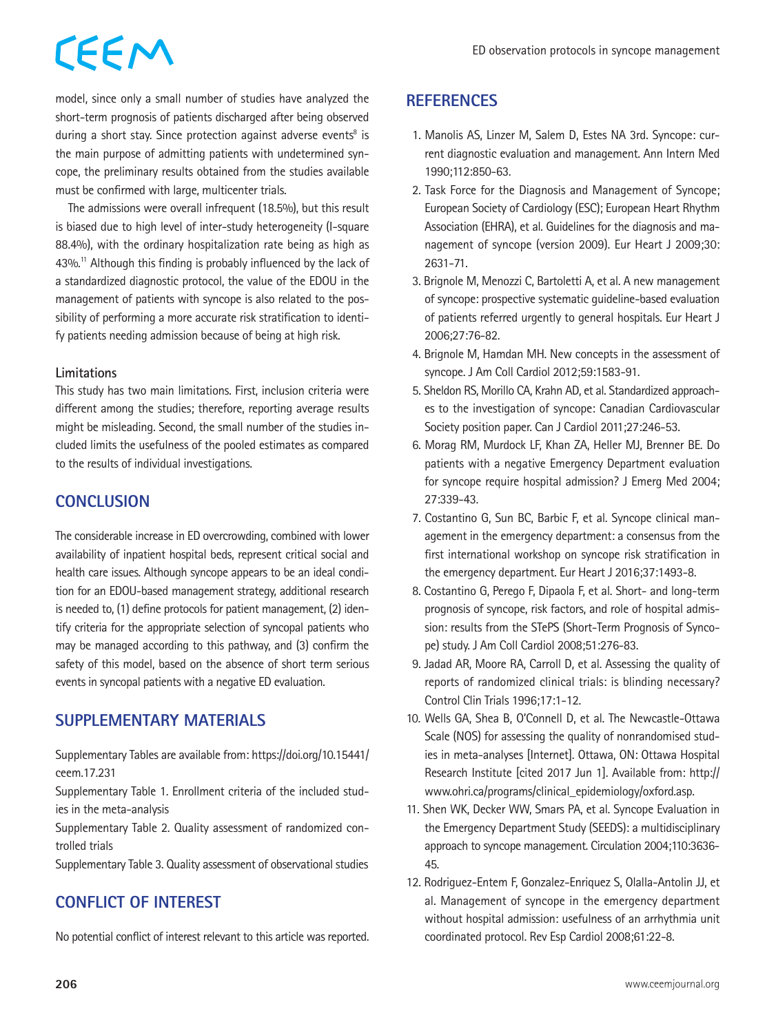model, since only a small number of studies have analyzed the short-term prognosis of patients discharged after being observed during a short stay. Since protection against adverse events[8] is the main purpose of admitting patients with undetermined syncope, the preliminary results obtained from the studies available must be confirmed with large, multicenter trials.

The admissions were overall infrequent (18.5%), but this result is biased due to high level of inter-study heterogeneity (I-square 88.4%), with the ordinary hospitalization rate being as high as 43%.[11] Although this finding is probably influenced by the lack of a standardized diagnostic protocol, the value of the EDOU in the management of patients with syncope is also related to the possibility of performing a more accurate risk stratification to identify patients needing admission because of being at high risk.

### Limitations

This study has two main limitations. First, inclusion criteria were different among the studies; therefore, reporting average results might be misleading. Second, the small number of the studies included limits the usefulness of the pooled estimates as compared to the results of individual investigations.

## CONCLUSION

The considerable increase in ED overcrowding, combined with lower availability of inpatient hospital beds, represent critical social and health care issues. Although syncope appears to be an ideal condition for an EDOU-based management strategy, additional research is needed to, (1) define protocols for patient management, (2) identify criteria for the appropriate selection of syncopal patients who may be managed according to this pathway, and (3) confirm the safety of this model, based on the absence of short term serious events in syncopal patients with a negative ED evaluation.

## SUPPLEMENTARY MATERIALS

Supplementary Tables are available from: https://doi.org/10.15441/ceem.17.231

Supplementary Table 1. Enrollment criteria of the included studies in the meta-analysis

Supplementary Table 2. Quality assessment of randomized controlled trials

Supplementary Table 3. Quality assessment of observational studies

## CONFLICT OF INTEREST

No potential conflict of interest relevant to this article was reported.

## REFERENCES

1. Manolis AS, Linzer M, Salem D, Estes NA 3rd. Syncope: current diagnostic evaluation and management. Ann Intern Med 1990;112:850-63.
2. Task Force for the Diagnosis and Management of Syncope; European Society of Cardiology (ESC); European Heart Rhythm Association (EHRA), et al. Guidelines for the diagnosis and management of syncope (version 2009). Eur Heart J 2009;30:2631-71.
3. Brignole M, Menozzi C, Bartoletti A, et al. A new management of syncope: prospective systematic guideline-based evaluation of patients referred urgently to general hospitals. Eur Heart J 2006;27:76-82.
4. Brignole M, Hamdan MH. New concepts in the assessment of syncope. J Am Coll Cardiol 2012;59:1583-91.
5. Sheldon RS, Morillo CA, Krahn AD, et al. Standardized approaches to the investigation of syncope: Canadian Cardiovascular Society position paper. Can J Cardiol 2011;27:246-53.
6. Morag RM, Murdock LF, Khan ZA, Heller MJ, Brenner BE. Do patients with a negative Emergency Department evaluation for syncope require hospital admission? J Emerg Med 2004;27:339-43.
7. Costantino G, Sun BC, Barbic F, et al. Syncope clinical management in the emergency department: a consensus from the first international workshop on syncope risk stratification in the emergency department. Eur Heart J 2016;37:1493-8.
8. Costantino G, Perego F, Dipaola F, et al. Short- and long-term prognosis of syncope, risk factors, and role of hospital admission: results from the STePS (Short-Term Prognosis of Syncope) study. J Am Coll Cardiol 2008;51:276-83.
9. Jadad AR, Moore RA, Carroll D, et al. Assessing the quality of reports of randomized clinical trials: is blinding necessary? Control Clin Trials 1996;17:1-12.
10. Wells GA, Shea B, O'Connell D, et al. The Newcastle-Ottawa Scale (NOS) for assessing the quality of nonrandomised studies in meta-analyses [Internet]. Ottawa, ON: Ottawa Hospital Research Institute [cited 2017 Jun 1]. Available from: http://www.ohri.ca/programs/clinical_epidemiology/oxford.asp.
11. Shen WK, Decker WW, Smars PA, et al. Syncope Evaluation in the Emergency Department Study (SEEDS): a multidisciplinary approach to syncope management. Circulation 2004;110:3636-45.
12. Rodriguez-Entem F, Gonzalez-Enriquez S, Olalla-Antolin JJ, et al. Management of syncope in the emergency department without hospital admission: usefulness of an arrhythmia unit coordinated protocol. Rev Esp Cardiol 2008;61:22-8.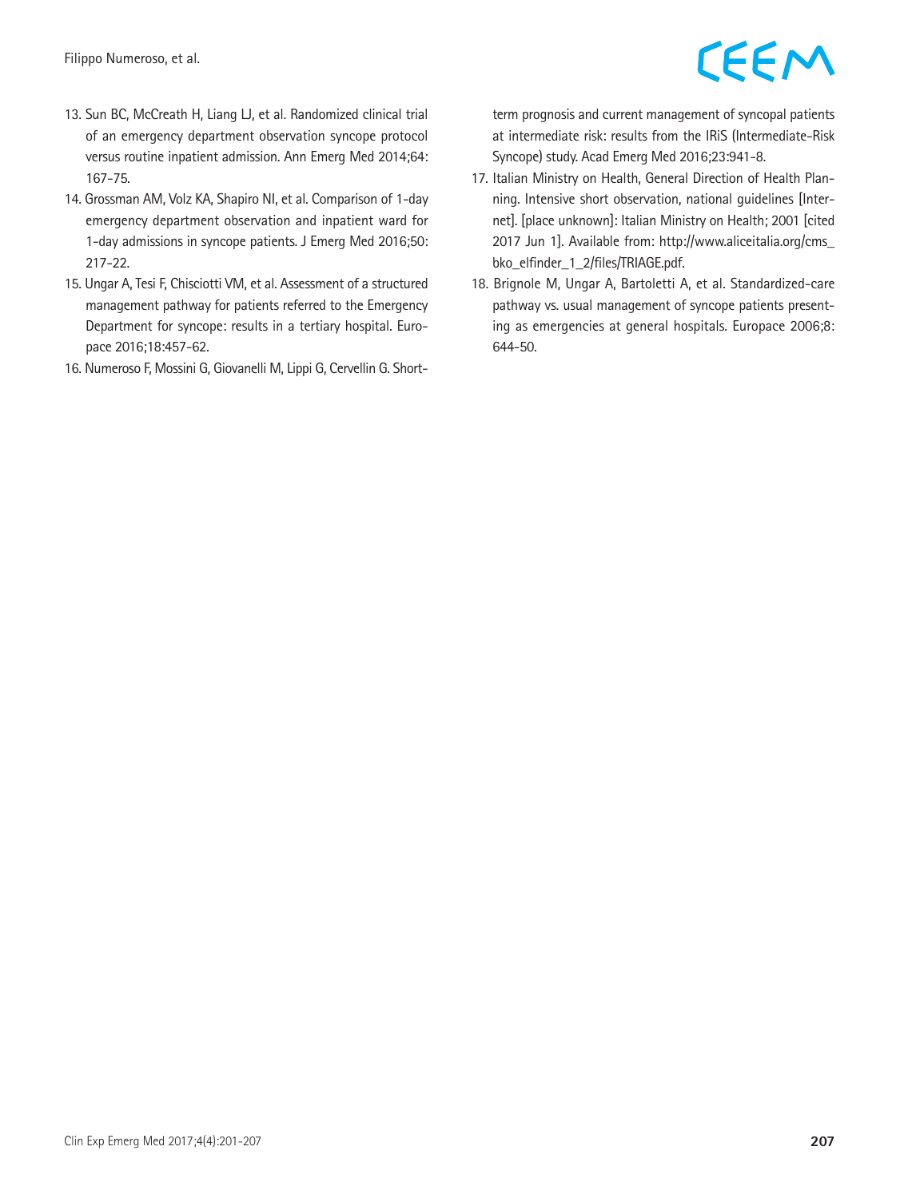13. Sun BC, McCreath H, Liang LJ, et al. Randomized clinical trial of an emergency department observation syncope protocol versus routine inpatient admission. Ann Emerg Med 2014;64: 167-75.
14. Grossman AM, Volz KA, Shapiro NI, et al. Comparison of 1-day emergency department observation and inpatient ward for 1-day admissions in syncope patients. J Emerg Med 2016;50: 217-22.
15. Ungar A, Tesi F, Chisciotti VM, et al. Assessment of a structured management pathway for patients referred to the Emergency Department for syncope: results in a tertiary hospital. Europace 2016;18:457-62.
16. Numeroso F, Mossini G, Giovanelli M, Lippi G, Cervellin G. Short-term prognosis and current management of syncopal patients at intermediate risk: results from the IRiS (Intermediate-Risk Syncope) study. Acad Emerg Med 2016;23:941-8.
17. Italian Ministry on Health, General Direction of Health Planning. Intensive short observation, national guidelines [Internet]. [place unknown]: Italian Ministry on Health; 2001 [cited 2017 Jun 1]. Available from: http://www.aliceitalia.org/cms_bko_elfinder_1_2/files/TRIAGE.pdf.
18. Brignole M, Ungar A, Bartoletti A, et al. Standardized-care pathway vs. usual management of syncope patients presenting as emergencies at general hospitals. Europace 2006;8: 644-50.